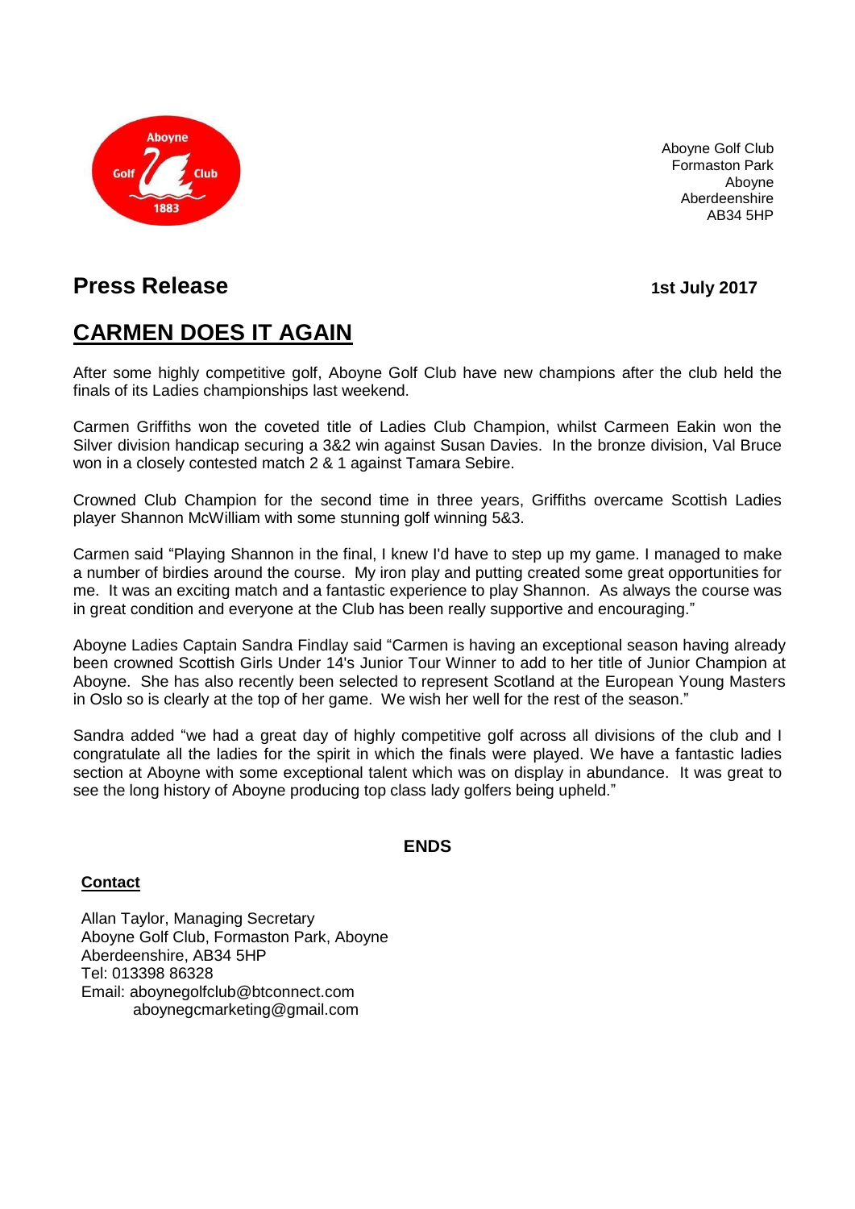Aboyne Golf Club
Formaston Park
Aboyne
Aberdeenshire
AB34 5HP

## Press Release

**1st July 2017**

# CARMEN DOES IT AGAIN

After some highly competitive golf, Aboyne Golf Club have new champions after the club held the finals of its Ladies championships last weekend.

Carmen Griffiths won the coveted title of Ladies Club Champion, whilst Carmeen Eakin won the Silver division handicap securing a 3&2 win against Susan Davies. In the bronze division, Val Bruce won in a closely contested match 2 & 1 against Tamara Sebire.

Crowned Club Champion for the second time in three years, Griffiths overcame Scottish Ladies player Shannon McWilliam with some stunning golf winning 5&3.

Carmen said "Playing Shannon in the final, I knew I'd have to step up my game. I managed to make a number of birdies around the course. My iron play and putting created some great opportunities for me. It was an exciting match and a fantastic experience to play Shannon. As always the course was in great condition and everyone at the Club has been really supportive and encouraging."

Aboyne Ladies Captain Sandra Findlay said "Carmen is having an exceptional season having already been crowned Scottish Girls Under 14's Junior Tour Winner to add to her title of Junior Champion at Aboyne. She has also recently been selected to represent Scotland at the European Young Masters in Oslo so is clearly at the top of her game. We wish her well for the rest of the season."

Sandra added "we had a great day of highly competitive golf across all divisions of the club and I congratulate all the ladies for the spirit in which the finals were played. We have a fantastic ladies section at Aboyne with some exceptional talent which was on display in abundance. It was great to see the long history of Aboyne producing top class lady golfers being upheld."

**ENDS**

**Contact**

Allan Taylor, Managing Secretary
Aboyne Golf Club, Formaston Park, Aboyne
Aberdeenshire, AB34 5HP
Tel: 013398 86328
Email: aboynegolfclub@btconnect.com
aboynegcmarketing@gmail.com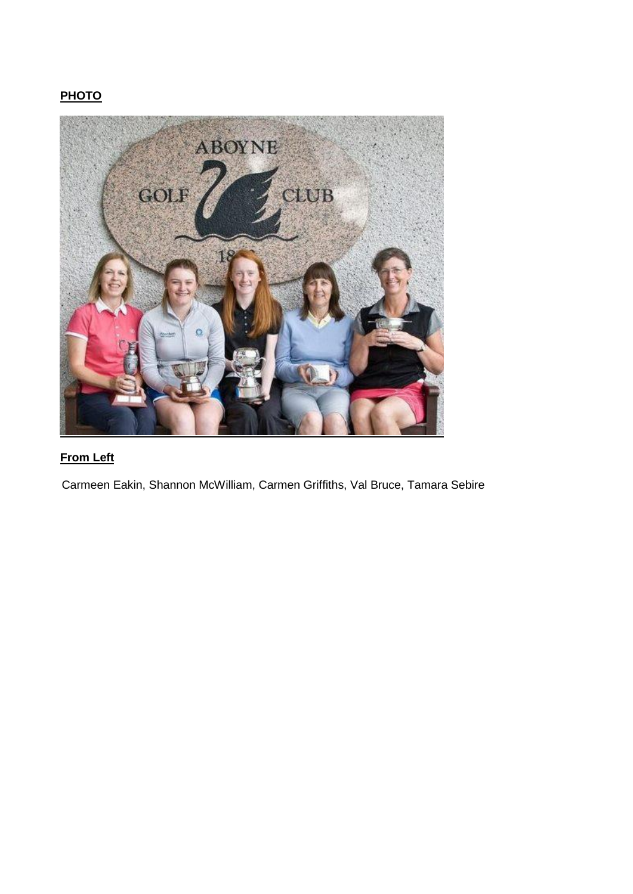**PHOTO**

**From Left**

Carmeen Eakin, Shannon McWilliam, Carmen Griffiths, Val Bruce, Tamara Sebire